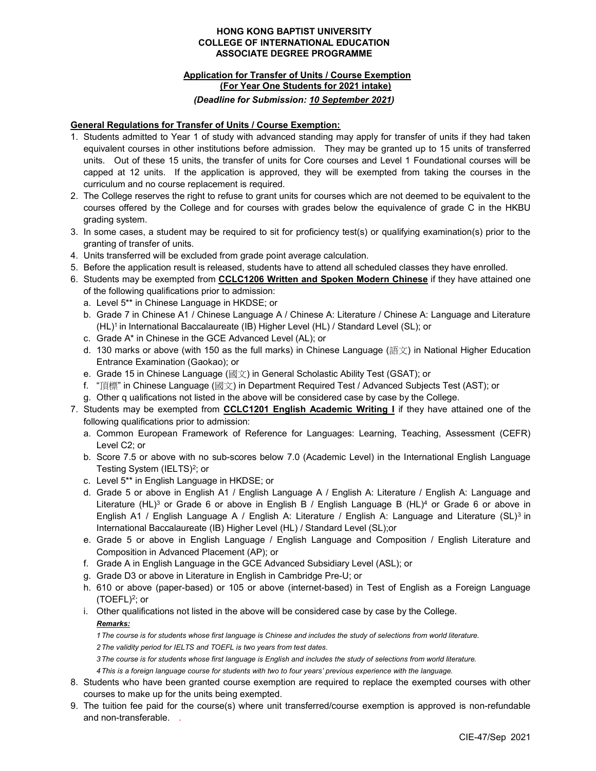# HONG KONG BAPTIST UNIVERSITY
# COLLEGE OF INTERNATIONAL EDUCATION
# ASSOCIATE DEGREE PROGRAMME

## Application for Transfer of Units / Course Exemption
## (For Year One Students for 2021 intake)

*(Deadline for Submission: 10 September 2021)*

**General Regulations for Transfer of Units / Course Exemption:**

1. Students admitted to Year 1 of study with advanced standing may apply for transfer of units if they had taken equivalent courses in other institutions before admission. They may be granted up to 15 units of transferred units. Out of these 15 units, the transfer of units for Core courses and Level 1 Foundational courses will be capped at 12 units. If the application is approved, they will be exempted from taking the courses in the curriculum and no course replacement is required.
2. The College reserves the right to refuse to grant units for courses which are not deemed to be equivalent to the courses offered by the College and for courses with grades below the equivalence of grade C in the HKBU grading system.
3. In some cases, a student may be required to sit for proficiency test(s) or qualifying examination(s) prior to the granting of transfer of units.
4. Units transferred will be excluded from grade point average calculation.
5. Before the application result is released, students have to attend all scheduled classes they have enrolled.
6. Students may be exempted from **CCLC1206 Written and Spoken Modern Chinese** if they have attained one of the following qualifications prior to admission:
   a. Level 5** in Chinese Language in HKDSE; or
   b. Grade 7 in Chinese A1 / Chinese Language A / Chinese A: Literature / Chinese A: Language and Literature (HL)[1] in International Baccalaureate (IB) Higher Level (HL) / Standard Level (SL); or
   c. Grade A* in Chinese in the GCE Advanced Level (AL); or
   d. 130 marks or above (with 150 as the full marks) in Chinese Language (語文) in National Higher Education Entrance Examination (Gaokao); or
   e. Grade 15 in Chinese Language (國文) in General Scholastic Ability Test (GSAT); or
   f. "頂標" in Chinese Language (國文) in Department Required Test / Advanced Subjects Test (AST); or
   g. Other q ualifications not listed in the above will be considered case by case by the College.
7. Students may be exempted from **CCLC1201 English Academic Writing I** if they have attained one of the following qualifications prior to admission:
   a. Common European Framework of Reference for Languages: Learning, Teaching, Assessment (CEFR) Level C2; or
   b. Score 7.5 or above with no sub-scores below 7.0 (Academic Level) in the International English Language Testing System (IELTS)[2]; or
   c. Level 5** in English Language in HKDSE; or
   d. Grade 5 or above in English A1 / English Language A / English A: Literature / English A: Language and Literature (HL)[3] or Grade 6 or above in English B / English Language B (HL)[4] or Grade 6 or above in English A1 / English Language A / English A: Literature / English A: Language and Literature (SL)[3] in International Baccalaureate (IB) Higher Level (HL) / Standard Level (SL);or
   e. Grade 5 or above in English Language / English Language and Composition / English Literature and Composition in Advanced Placement (AP); or
   f. Grade A in English Language in the GCE Advanced Subsidiary Level (ASL); or
   g. Grade D3 or above in Literature in English in Cambridge Pre-U; or
   h. 610 or above (paper-based) or 105 or above (internet-based) in Test of English as a Foreign Language (TOEFL)[2]; or
   i. Other qualifications not listed in the above will be considered case by case by the College.

   ***Remarks:***

   *1 The course is for students whose first language is Chinese and includes the study of selections from world literature.*

   *2 The validity period for IELTS and TOEFL is two years from test dates.*

   *3 The course is for students whose first language is English and includes the study of selections from world literature.*

   *4 This is a foreign language course for students with two to four years' previous experience with the language.*
8. Students who have been granted course exemption are required to replace the exempted courses with other courses to make up for the units being exempted.
9. The tuition fee paid for the course(s) where unit transferred/course exemption is approved is non-refundable and non-transferable.

CIE-47/Sep 2021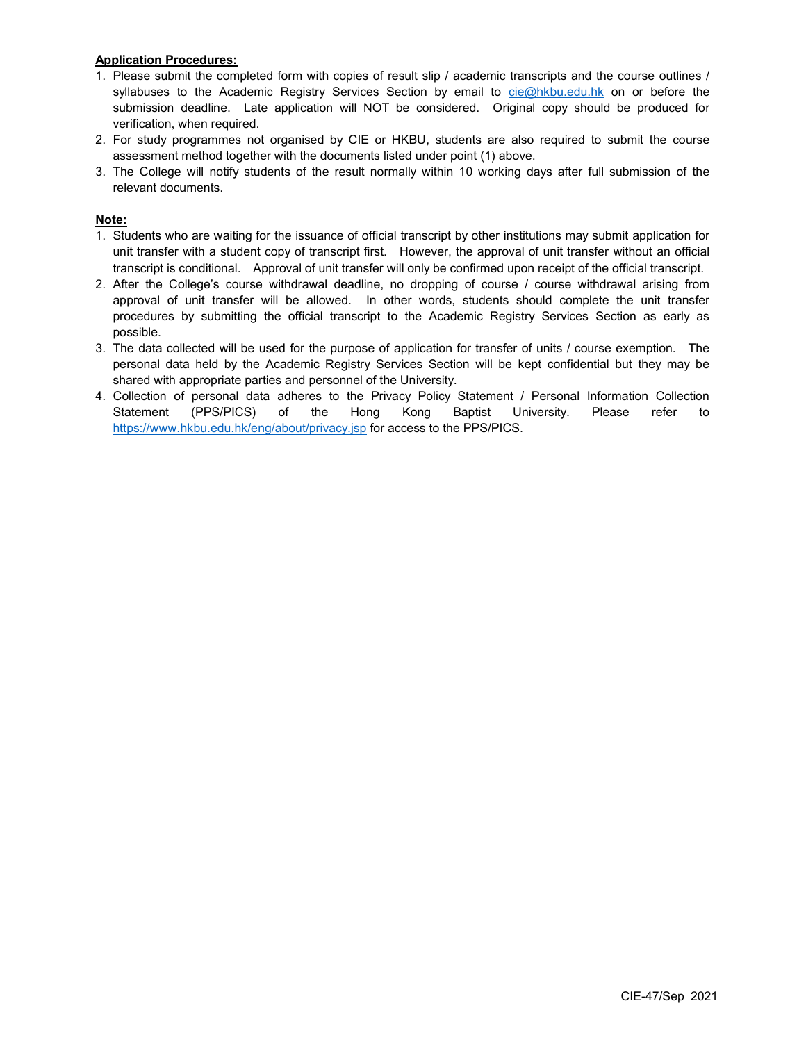**Application Procedures:**

1. Please submit the completed form with copies of result slip / academic transcripts and the course outlines / syllabuses to the Academic Registry Services Section by email to cie@hkbu.edu.hk on or before the submission deadline. Late application will NOT be considered. Original copy should be produced for verification, when required.
2. For study programmes not organised by CIE or HKBU, students are also required to submit the course assessment method together with the documents listed under point (1) above.
3. The College will notify students of the result normally within 10 working days after full submission of the relevant documents.

**Note:**

1. Students who are waiting for the issuance of official transcript by other institutions may submit application for unit transfer with a student copy of transcript first. However, the approval of unit transfer without an official transcript is conditional. Approval of unit transfer will only be confirmed upon receipt of the official transcript.
2. After the College's course withdrawal deadline, no dropping of course / course withdrawal arising from approval of unit transfer will be allowed. In other words, students should complete the unit transfer procedures by submitting the official transcript to the Academic Registry Services Section as early as possible.
3. The data collected will be used for the purpose of application for transfer of units / course exemption. The personal data held by the Academic Registry Services Section will be kept confidential but they may be shared with appropriate parties and personnel of the University.
4. Collection of personal data adheres to the Privacy Policy Statement / Personal Information Collection Statement (PPS/PICS) of the Hong Kong Baptist University. Please refer to https://www.hkbu.edu.hk/eng/about/privacy.jsp for access to the PPS/PICS.

CIE-47/Sep 2021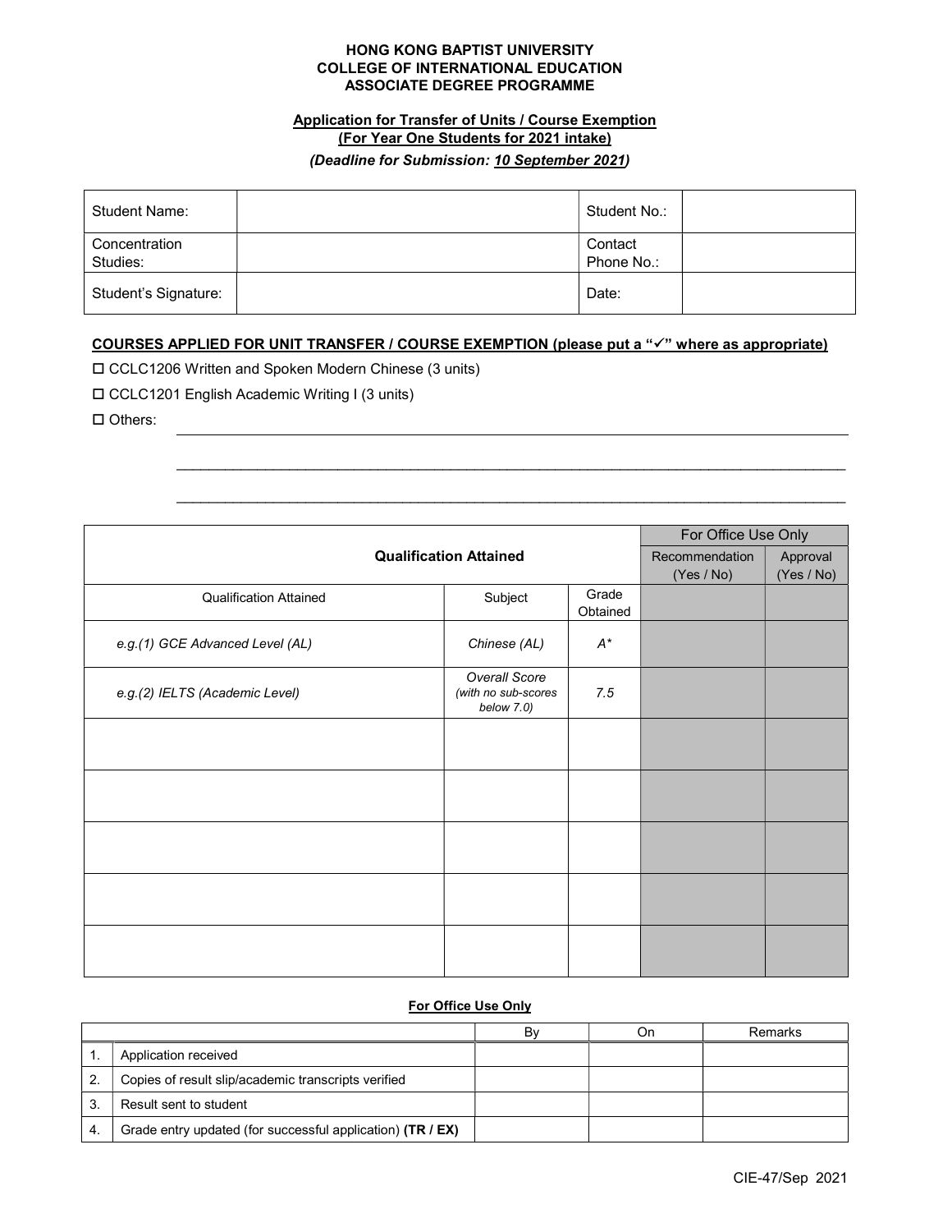**HONG KONG BAPTIST UNIVERSITY**
**COLLEGE OF INTERNATIONAL EDUCATION**
**ASSOCIATE DEGREE PROGRAMME**

**Application for Transfer of Units / Course Exemption**
**(For Year One Students for 2021 intake)**
***(Deadline for Submission: 10 September 2021)***

| | | | |
|---|---|---|---|
| Student Name: | | Student No.: | |
| Concentration Studies: | | Contact Phone No.: | |
| Student's Signature: | | Date: | |

**COURSES APPLIED FOR UNIT TRANSFER / COURSE EXEMPTION (please put a "✓" where as appropriate)**

☐ CCLC1206 Written and Spoken Modern Chinese (3 units)

☐ CCLC1201 English Academic Writing I (3 units)

☐ Others: ______________________________________________

______________________________________________

______________________________________________

| Qualification Attained | | | For Office Use Only | |
|---|---|---|---|---|
| | | | Recommendation (Yes / No) | Approval (Yes / No) |
| Qualification Attained | Subject | Grade Obtained | | |
| *e.g.(1) GCE Advanced Level (AL)* | *Chinese (AL)* | *A\** | | |
| *e.g.(2) IELTS (Academic Level)* | *Overall Score (with no sub-scores below 7.0)* | *7.5* | | |
| | | | | |
| | | | | |
| | | | | |
| | | | | |
| | | | | |

**For Office Use Only**

| | | By | On | Remarks |
|---|---|---|---|---|
| 1. | Application received | | | |
| 2. | Copies of result slip/academic transcripts verified | | | |
| 3. | Result sent to student | | | |
| 4. | Grade entry updated (for successful application) **(TR / EX)** | | | |

CIE-47/Sep 2021